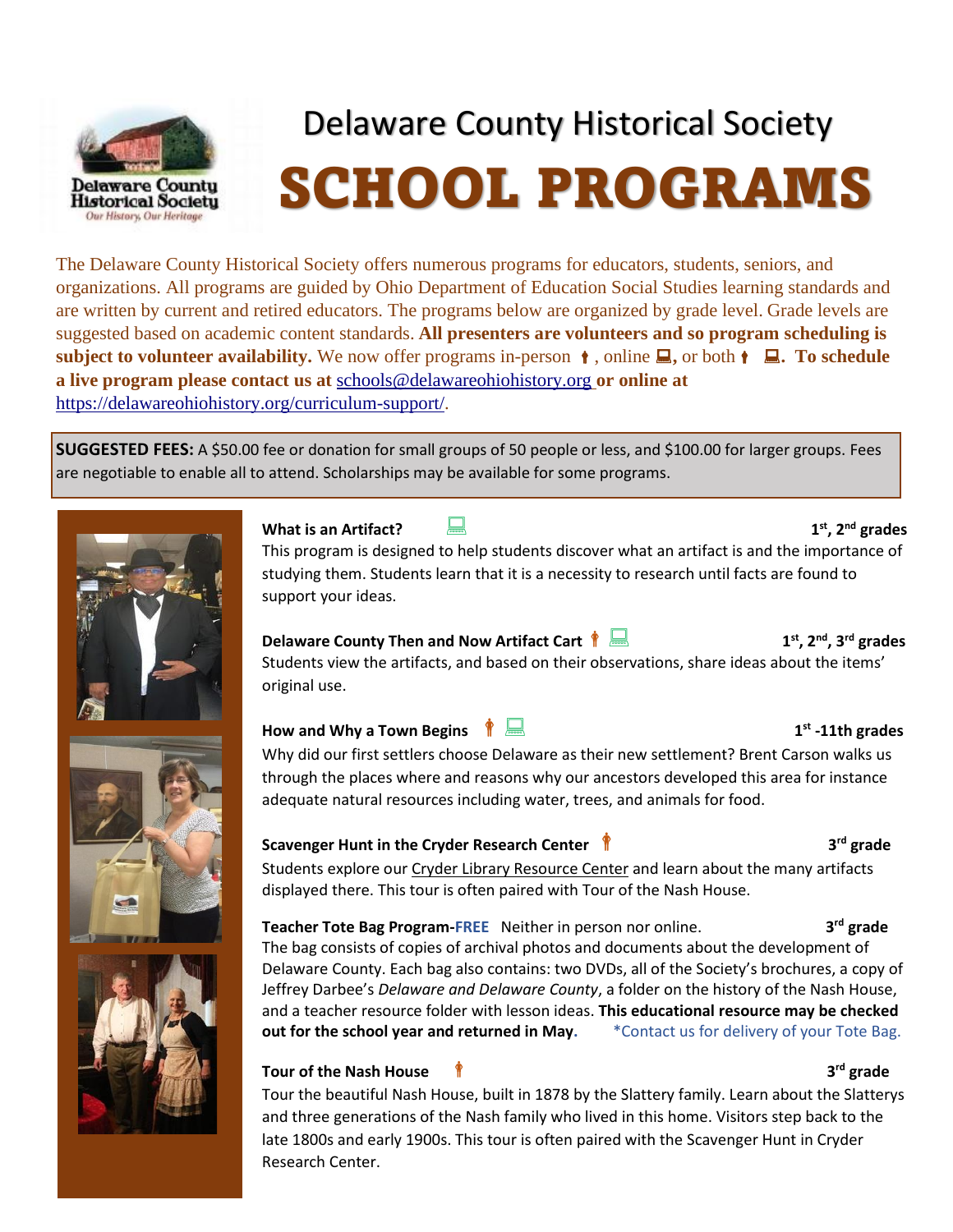# Delaware County Historical Society

# SCHOOL PROGRAMS

The Delaware County Historical Society offers numerous programs for educators, students, seniors, and organizations. All programs are guided by Ohio Department of Education Social Studies learning standards and are written by current and retired educators. The programs below are organized by grade level. Grade levels are suggested based on academic content standards. **All presenters are volunteers and so program scheduling is subject to volunteer availability.** We now offer programs in-person, online, or both. **To schedule a live program please contact us at** schools@delawareohiohistory.org **or online at** https://delawareohiohistory.org/curriculum-support/.

**SUGGESTED FEES:** A $50.00 fee or donation for small groups of 50 people or less, and $100.00 for larger groups. Fees are negotiable to enable all to attend. Scholarships may be available for some programs.

**What is an Artifact?** (online) — **1st, 2nd grades**

This program is designed to help students discover what an artifact is and the importance of studying them. Students learn that it is a necessity to research until facts are found to support your ideas.

**Delaware County Then and Now Artifact Cart** (in-person, online) — **1st, 2nd, 3rd grades**

Students view the artifacts, and based on their observations, share ideas about the items' original use.

**How and Why a Town Begins** (in-person, online) — **1st -11th grades**

Why did our first settlers choose Delaware as their new settlement? Brent Carson walks us through the places where and reasons why our ancestors developed this area for instance adequate natural resources including water, trees, and animals for food.

**Scavenger Hunt in the Cryder Research Center** (in-person) — **3rd grade**

Students explore our Cryder Library Resource Center and learn about the many artifacts displayed there. This tour is often paired with Tour of the Nash House.

**Teacher Tote Bag Program-FREE** Neither in person nor online. — **3rd grade**

The bag consists of copies of archival photos and documents about the development of Delaware County. Each bag also contains: two DVDs, all of the Society's brochures, a copy of Jeffrey Darbee's *Delaware and Delaware County*, a folder on the history of the Nash House, and a teacher resource folder with lesson ideas. **This educational resource may be checked out for the school year and returned in May.** *Contact us for delivery of your Tote Bag.

**Tour of the Nash House** (in-person) — **3rd grade**

Tour the beautiful Nash House, built in 1878 by the Slattery family. Learn about the Slatterys and three generations of the Nash family who lived in this home. Visitors step back to the late 1800s and early 1900s. This tour is often paired with the Scavenger Hunt in Cryder Research Center.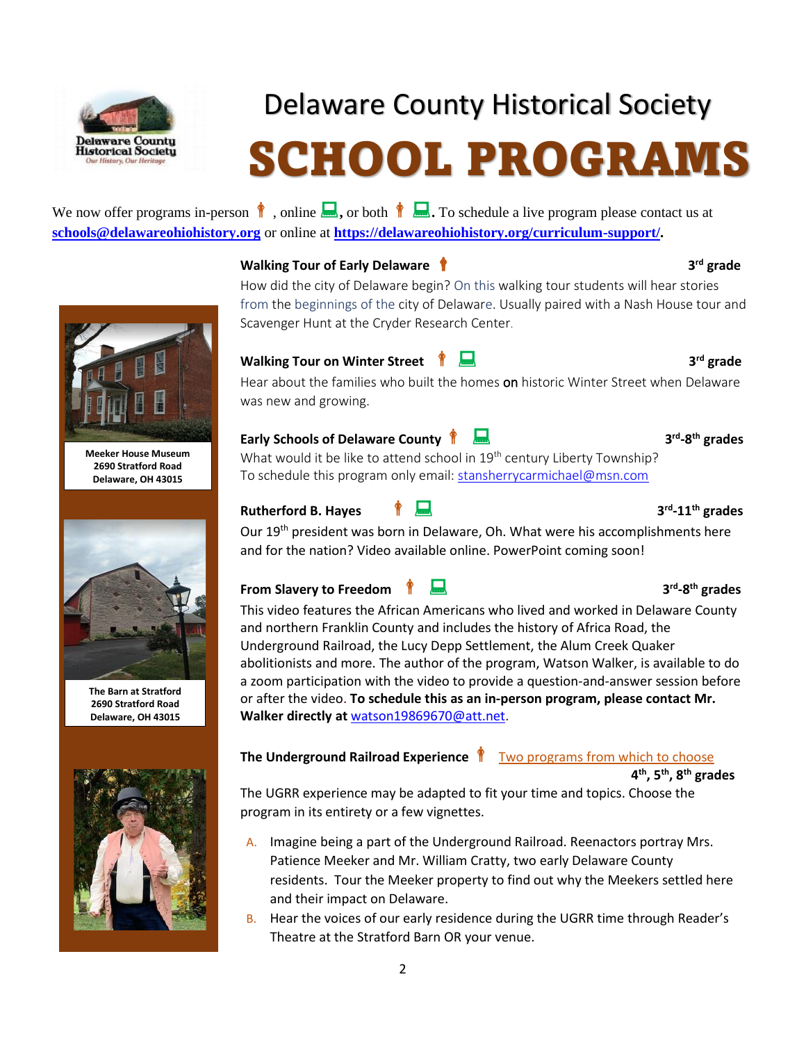# Delaware County Historical Society

# SCHOOL PROGRAMS

We now offer programs in-person, online, or both. To schedule a live program please contact us at **schools@delawareohiohistory.org** or online at **https://delawareohiohistory.org/curriculum-support/.**

### Walking Tour of Early Delaware — 3rd grade

How did the city of Delaware begin? On this walking tour students will hear stories from the beginnings of the city of Delaware. Usually paired with a Nash House tour and Scavenger Hunt at the Cryder Research Center.

### Walking Tour on Winter Street — 3rd grade

Hear about the families who built the homes on historic Winter Street when Delaware was new and growing.

### Early Schools of Delaware County — 3rd-8th grades

What would it be like to attend school in 19th century Liberty Township?
To schedule this program only email: stansherrycarmichael@msn.com

### Rutherford B. Hayes — 3rd-11th grades

Our 19th president was born in Delaware, Oh. What were his accomplishments here and for the nation? Video available online. PowerPoint coming soon!

### From Slavery to Freedom — 3rd-8th grades

This video features the African Americans who lived and worked in Delaware County and northern Franklin County and includes the history of Africa Road, the Underground Railroad, the Lucy Depp Settlement, the Alum Creek Quaker abolitionists and more. The author of the program, Watson Walker, is available to do a zoom participation with the video to provide a question-and-answer session before or after the video. **To schedule this as an in-person program, please contact Mr. Walker directly at** watson19869670@att.net.

### The Underground Railroad Experience — Two programs from which to choose — 4th, 5th, 8th grades

The UGRR experience may be adapted to fit your time and topics. Choose the program in its entirety or a few vignettes.

A. Imagine being a part of the Underground Railroad. Reenactors portray Mrs. Patience Meeker and Mr. William Cratty, two early Delaware County residents. Tour the Meeker property to find out why the Meekers settled here and their impact on Delaware.
B. Hear the voices of our early residence during the UGRR time through Reader's Theatre at the Stratford Barn OR your venue.

**Meeker House Museum**
**2690 Stratford Road**
**Delaware, OH 43015**

**The Barn at Stratford**
**2690 Stratford Road**
**Delaware, OH 43015**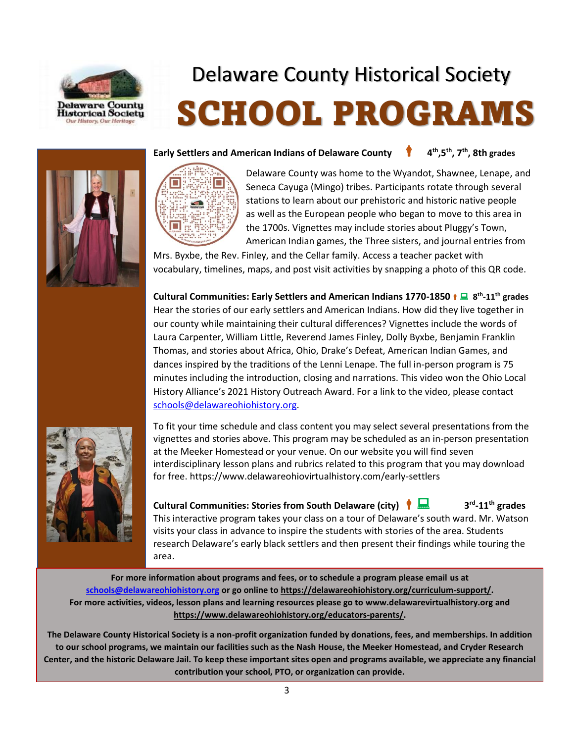# Delaware County Historical Society

# SCHOOL PROGRAMS

**Early Settlers and American Indians of Delaware County** 4th,5th, 7th, 8th grades

Delaware County was home to the Wyandot, Shawnee, Lenape, and Seneca Cayuga (Mingo) tribes. Participants rotate through several stations to learn about our prehistoric and historic native people as well as the European people who began to move to this area in the 1700s. Vignettes may include stories about Pluggy's Town, American Indian games, the Three sisters, and journal entries from Mrs. Byxbe, the Rev. Finley, and the Cellar family. Access a teacher packet with vocabulary, timelines, maps, and post visit activities by snapping a photo of this QR code.

**Cultural Communities: Early Settlers and American Indians 1770-1850** 8th-11th grades

Hear the stories of our early settlers and American Indians. How did they live together in our county while maintaining their cultural differences? Vignettes include the words of Laura Carpenter, William Little, Reverend James Finley, Dolly Byxbe, Benjamin Franklin Thomas, and stories about Africa, Ohio, Drake's Defeat, American Indian Games, and dances inspired by the traditions of the Lenni Lenape. The full in-person program is 75 minutes including the introduction, closing and narrations. This video won the Ohio Local History Alliance's 2021 History Outreach Award. For a link to the video, please contact schools@delawareohiohistory.org.

To fit your time schedule and class content you may select several presentations from the vignettes and stories above. This program may be scheduled as an in-person presentation at the Meeker Homestead or your venue. On our website you will find seven interdisciplinary lesson plans and rubrics related to this program that you may download for free. https://www.delawareohiovirtualhistory.com/early-settlers

**Cultural Communities: Stories from South Delaware (city)** 3rd-11th grades

This interactive program takes your class on a tour of Delaware's south ward. Mr. Watson visits your class in advance to inspire the students with stories of the area. Students research Delaware's early black settlers and then present their findings while touring the area.

**For more information about programs and fees, or to schedule a program please email us at schools@delawareohiohistory.org or go online to https://delawareohiohistory.org/curriculum-support/. For more activities, videos, lesson plans and learning resources please go to www.delawarevirtualhistory.org and https://www.delawareohiohistory.org/educators-parents/.**

**The Delaware County Historical Society is a non-profit organization funded by donations, fees, and memberships. In addition to our school programs, we maintain our facilities such as the Nash House, the Meeker Homestead, and Cryder Research Center, and the historic Delaware Jail. To keep these important sites open and programs available, we appreciate any financial contribution your school, PTO, or organization can provide.**